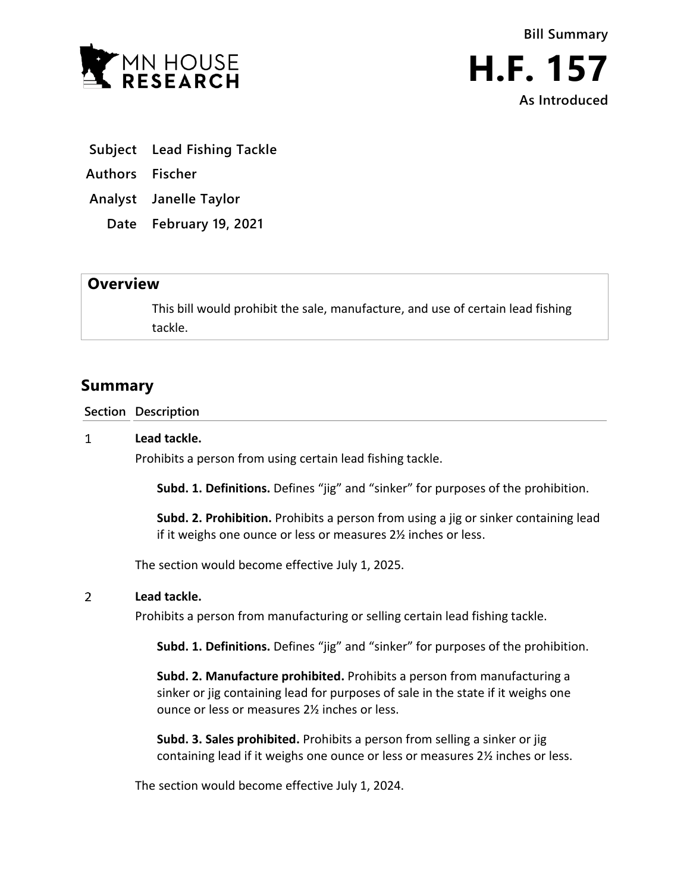MN HOUSE RESEARCH

**Bill Summary**

# H.F. 157

**As Introduced**

| | |
|---|---|
| **Subject** | **Lead Fishing Tackle** |
| **Authors** | **Fischer** |
| **Analyst** | **Janelle Taylor** |
| **Date** | **February 19, 2021** |

## Overview

This bill would prohibit the sale, manufacture, and use of certain lead fishing tackle.

## Summary

| Section | Description |
|---|---|

**1 Lead tackle.**

Prohibits a person from using certain lead fishing tackle.

**Subd. 1. Definitions.** Defines "jig" and "sinker" for purposes of the prohibition.

**Subd. 2. Prohibition.** Prohibits a person from using a jig or sinker containing lead if it weighs one ounce or less or measures 2½ inches or less.

The section would become effective July 1, 2025.

**2 Lead tackle.**

Prohibits a person from manufacturing or selling certain lead fishing tackle.

**Subd. 1. Definitions.** Defines "jig" and "sinker" for purposes of the prohibition.

**Subd. 2. Manufacture prohibited.** Prohibits a person from manufacturing a sinker or jig containing lead for purposes of sale in the state if it weighs one ounce or less or measures 2½ inches or less.

**Subd. 3. Sales prohibited.** Prohibits a person from selling a sinker or jig containing lead if it weighs one ounce or less or measures 2½ inches or less.

The section would become effective July 1, 2024.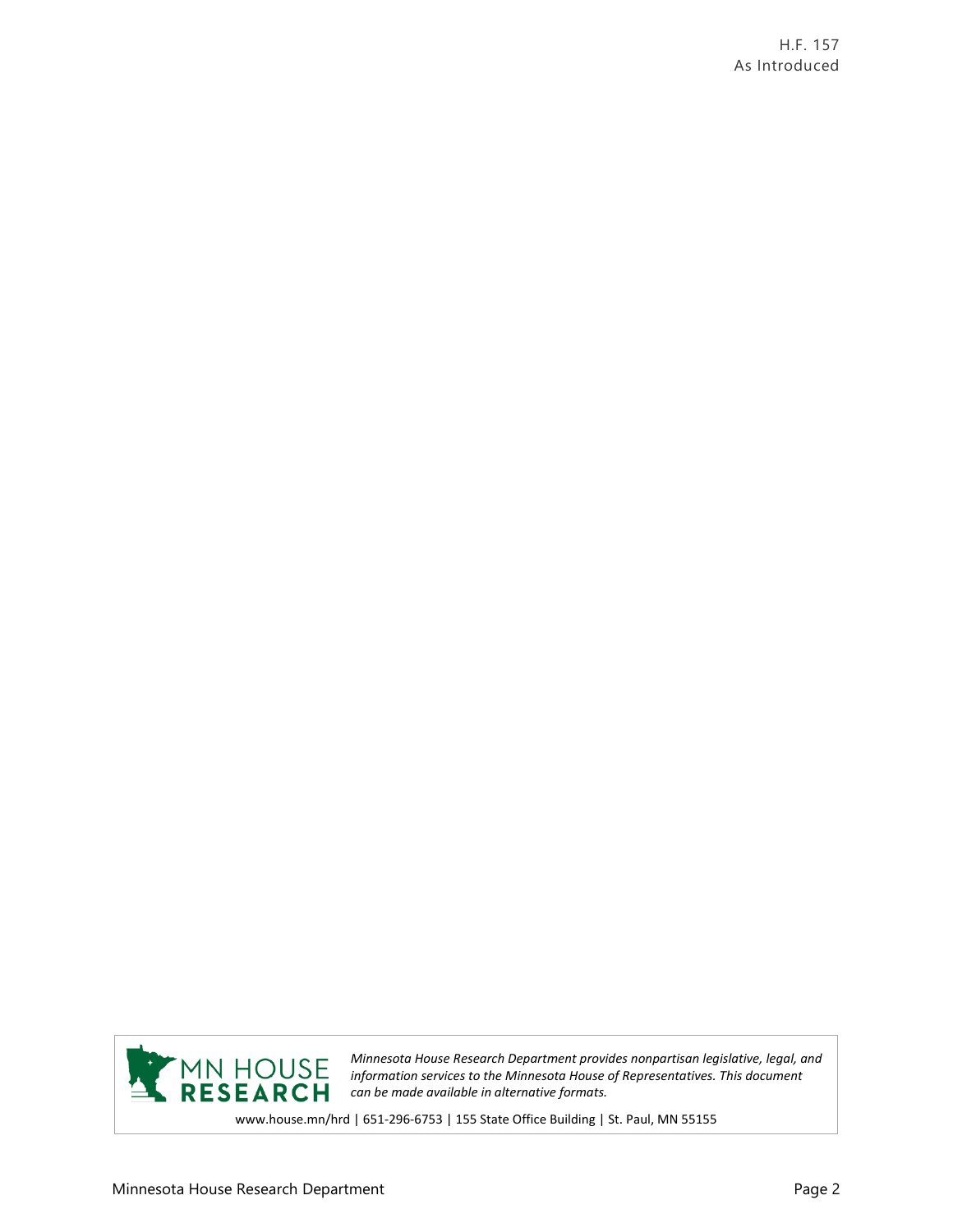MN HOUSE RESEARCH

*Minnesota House Research Department provides nonpartisan legislative, legal, and information services to the Minnesota House of Representatives. This document can be made available in alternative formats.*

www.house.mn/hrd | 651-296-6753 | 155 State Office Building | St. Paul, MN 55155